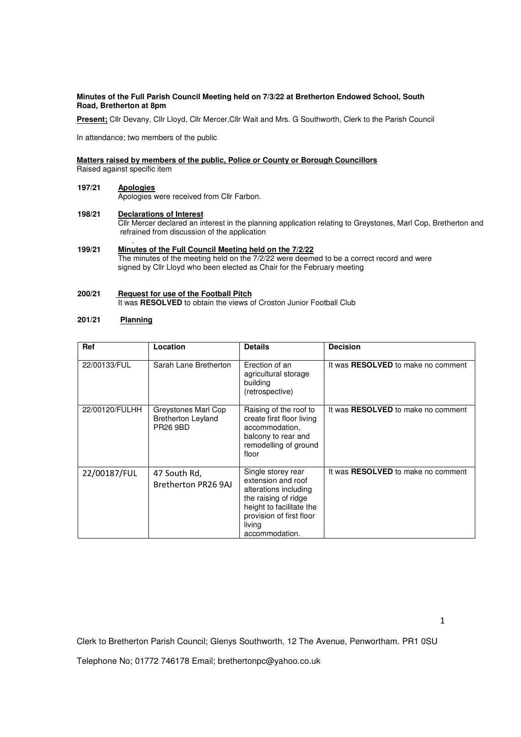**Minutes of the Full Parish Council Meeting held on 7/3/22 at Bretherton Endowed School, South Road, Bretherton at 8pm**

**Present;** Cllr Devany, Cllr Lloyd, Cllr Mercer,Cllr Wait and Mrs. G Southworth, Clerk to the Parish Council

In attendance; two members of the public

**Matters raised by members of the public, Police or County or Borough Councillors**
Raised against specific item

**197/21 Apologies**
Apologies were received from Cllr Farbon.

**198/21 Declarations of Interest**
Cllr Mercer declared an interest in the planning application relating to Greystones, Marl Cop, Bretherton and refrained from discussion of the application

**199/21 Minutes of the Full Council Meeting held on the 7/2/22**
The minutes of the meeting held on the 7/2/22 were deemed to be a correct record and were signed by Cllr Lloyd who been elected as Chair for the February meeting

**200/21 Request for use of the Football Pitch**
It was **RESOLVED** to obtain the views of Croston Junior Football Club

**201/21 Planning**

| Ref | Location | Details | Decision |
|---|---|---|---|
| 22/00133/FUL | Sarah Lane Bretherton | Erection of an agricultural storage building (retrospective) | It was **RESOLVED** to make no comment |
| 22/00120/FULHH | Greystones Marl Cop Bretherton Leyland PR26 9BD | Raising of the roof to create first floor living accommodation, balcony to rear and remodelling of ground floor | It was **RESOLVED** to make no comment |
| 22/00187/FUL | 47 South Rd, Bretherton PR26 9AJ | Single storey rear extension and roof alterations including the raising of ridge height to facilitate the provision of first floor living accommodation. | It was **RESOLVED** to make no comment |

Clerk to Bretherton Parish Council; Glenys Southworth, 12 The Avenue, Penwortham. PR1 0SU

Telephone No; 01772 746178 Email; brethertonpc@yahoo.co.uk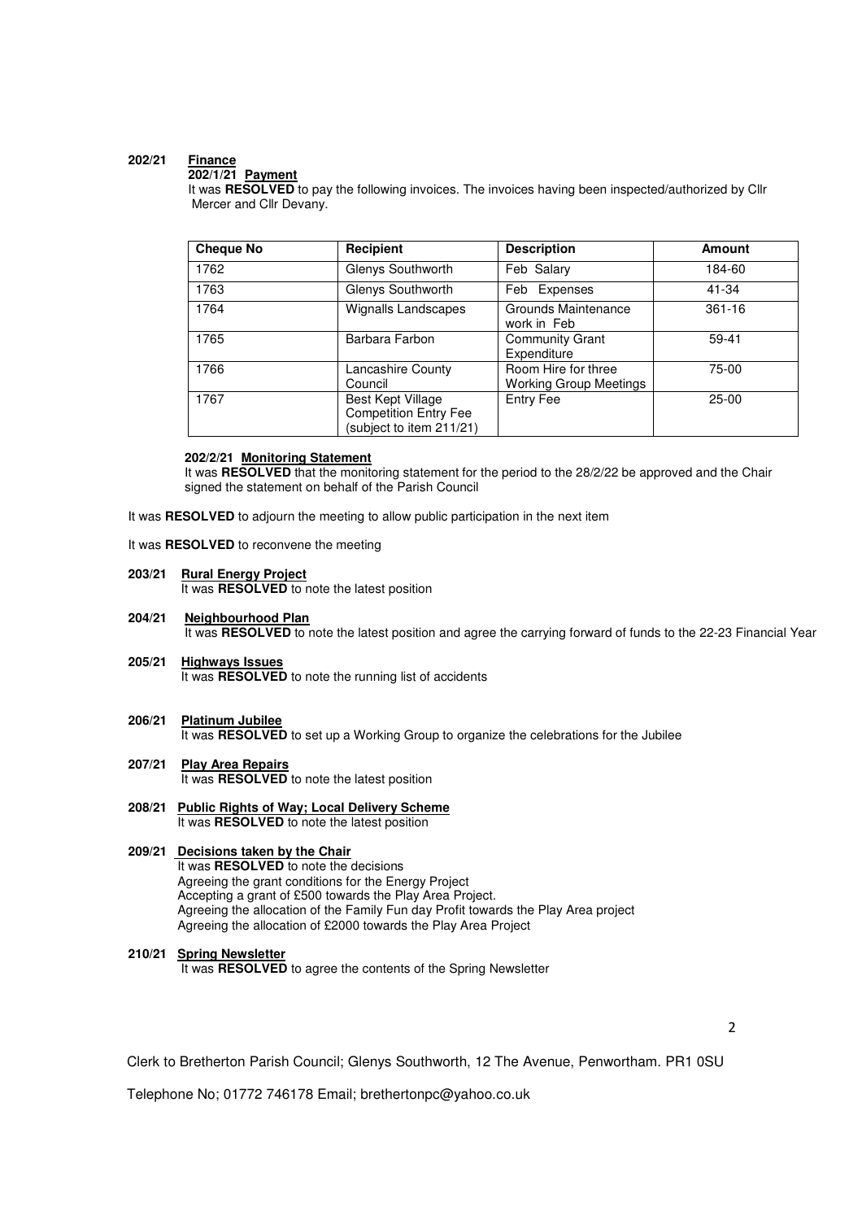**202/21 Finance**

**202/1/21 Payment**

It was **RESOLVED** to pay the following invoices. The invoices having been inspected/authorized by Cllr Mercer and Cllr Devany.

| Cheque No | Recipient | Description | Amount |
|---|---|---|---|
| 1762 | Glenys Southworth | Feb Salary | 184-60 |
| 1763 | Glenys Southworth | Feb Expenses | 41-34 |
| 1764 | Wignalls Landscapes | Grounds Maintenance work in Feb | 361-16 |
| 1765 | Barbara Farbon | Community Grant Expenditure | 59-41 |
| 1766 | Lancashire County Council | Room Hire for three Working Group Meetings | 75-00 |
| 1767 | Best Kept Village Competition Entry Fee (subject to item 211/21) | Entry Fee | 25-00 |

**202/2/21 Monitoring Statement**

It was **RESOLVED** that the monitoring statement for the period to the 28/2/22 be approved and the Chair signed the statement on behalf of the Parish Council

It was **RESOLVED** to adjourn the meeting to allow public participation in the next item

It was **RESOLVED** to reconvene the meeting

**203/21 Rural Energy Project**

It was **RESOLVED** to note the latest position

**204/21 Neighbourhood Plan**

It was **RESOLVED** to note the latest position and agree the carrying forward of funds to the 22-23 Financial Year

**205/21 Highways Issues**

It was **RESOLVED** to note the running list of accidents

**206/21 Platinum Jubilee**

It was **RESOLVED** to set up a Working Group to organize the celebrations for the Jubilee

**207/21 Play Area Repairs**

It was **RESOLVED** to note the latest position

**208/21 Public Rights of Way; Local Delivery Scheme**

It was **RESOLVED** to note the latest position

**209/21 Decisions taken by the Chair**

It was **RESOLVED** to note the decisions

Agreeing the grant conditions for the Energy Project

Accepting a grant of £500 towards the Play Area Project.

Agreeing the allocation of the Family Fun day Profit towards the Play Area project

Agreeing the allocation of £2000 towards the Play Area Project

**210/21 Spring Newsletter**

It was **RESOLVED** to agree the contents of the Spring Newsletter

Clerk to Bretherton Parish Council; Glenys Southworth, 12 The Avenue, Penwortham. PR1 0SU

Telephone No; 01772 746178 Email; brethertonpc@yahoo.co.uk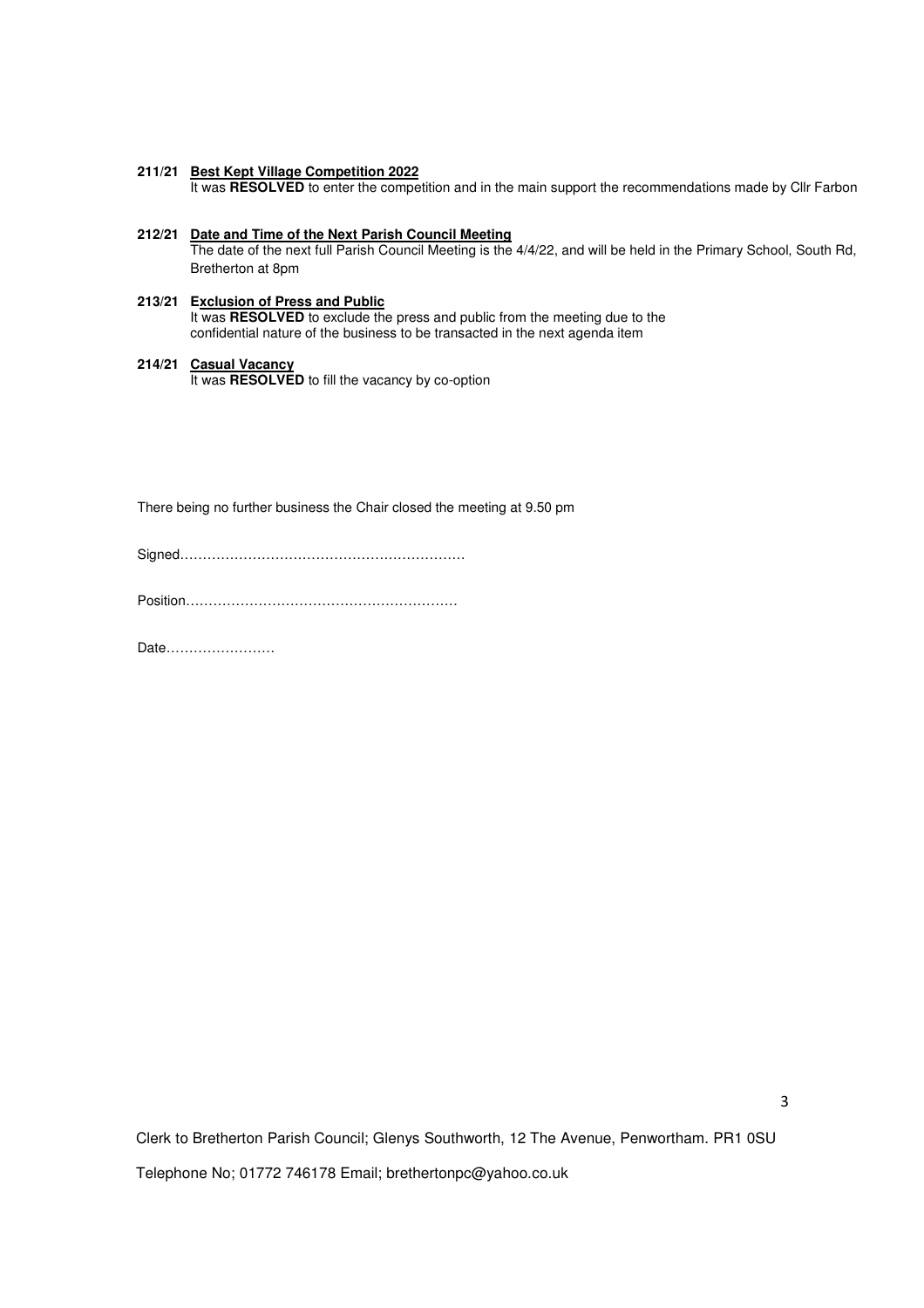**211/21 Best Kept Village Competition 2022**

It was **RESOLVED** to enter the competition and in the main support the recommendations made by Cllr Farbon

**212/21 Date and Time of the Next Parish Council Meeting**

The date of the next full Parish Council Meeting is the 4/4/22, and will be held in the Primary School, South Rd, Bretherton at 8pm

**213/21 Exclusion of Press and Public**

It was **RESOLVED** to exclude the press and public from the meeting due to the confidential nature of the business to be transacted in the next agenda item

**214/21 Casual Vacancy**

It was **RESOLVED** to fill the vacancy by co-option

There being no further business the Chair closed the meeting at 9.50 pm

Signed………………………………………………………

Position……………………………………………………

Date……………………

Clerk to Bretherton Parish Council; Glenys Southworth, 12 The Avenue, Penwortham. PR1 0SU

Telephone No; 01772 746178 Email; brethertonpc@yahoo.co.uk